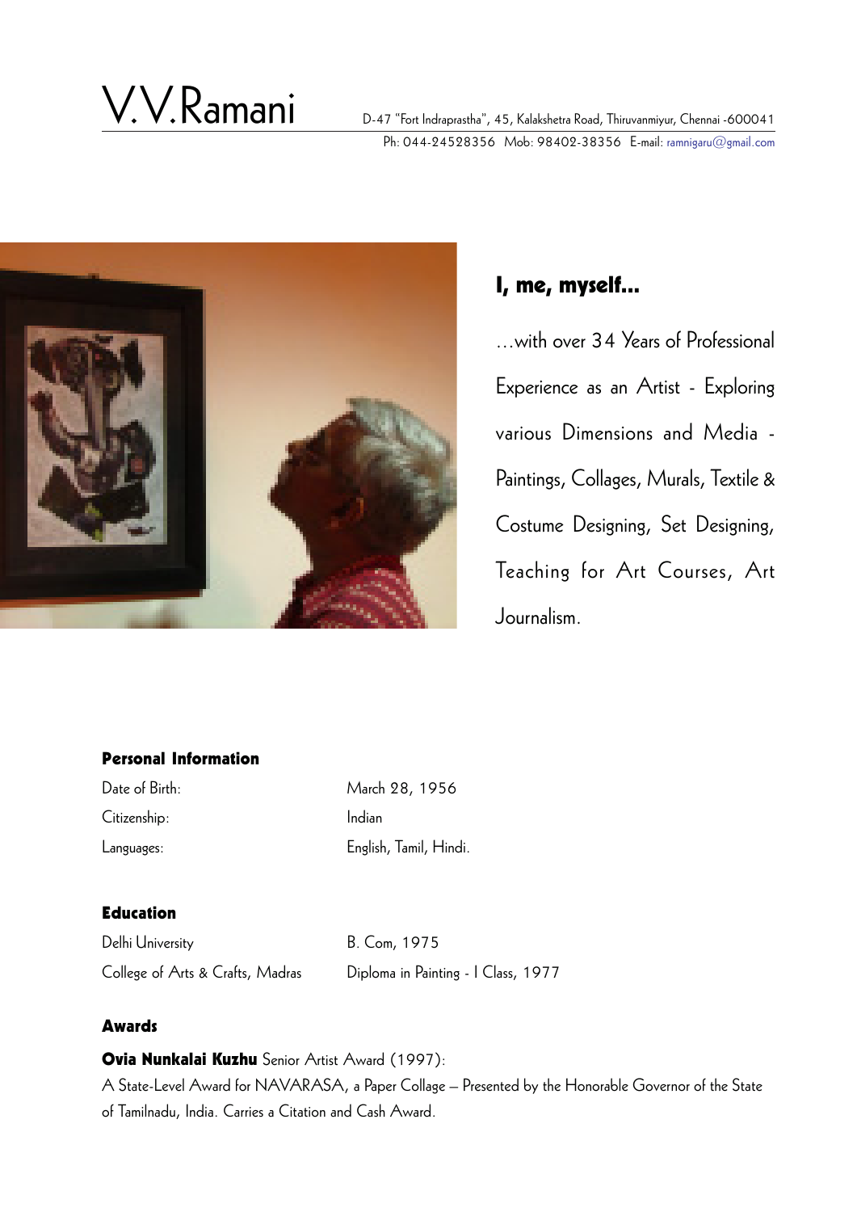# V.V.Ramani

D-47 "Fort Indraprastha", 45, Kalakshetra Road, Thiruvanmiyur, Chennai -600041
Ph: 044-24528356 Mob: 98402-38356 E-mail: ramnigaru@gmail.com

## I, me, myself...

...with over 34 Years of Professional Experience as an Artist - Exploring various Dimensions and Media - Paintings, Collages, Murals, Textile & Costume Designing, Set Designing, Teaching for Art Courses, Art Journalism.

### Personal Information

| | |
|---|---|
| Date of Birth: | March 28, 1956 |
| Citizenship: | Indian |
| Languages: | English, Tamil, Hindi. |

### Education

| | |
|---|---|
| Delhi University | B. Com, 1975 |
| College of Arts & Crafts, Madras | Diploma in Painting - I Class, 1977 |

### Awards

**Ovia Nunkalai Kuzhu** Senior Artist Award (1997):
A State-Level Award for NAVARASA, a Paper Collage – Presented by the Honorable Governor of the State of Tamilnadu, India. Carries a Citation and Cash Award.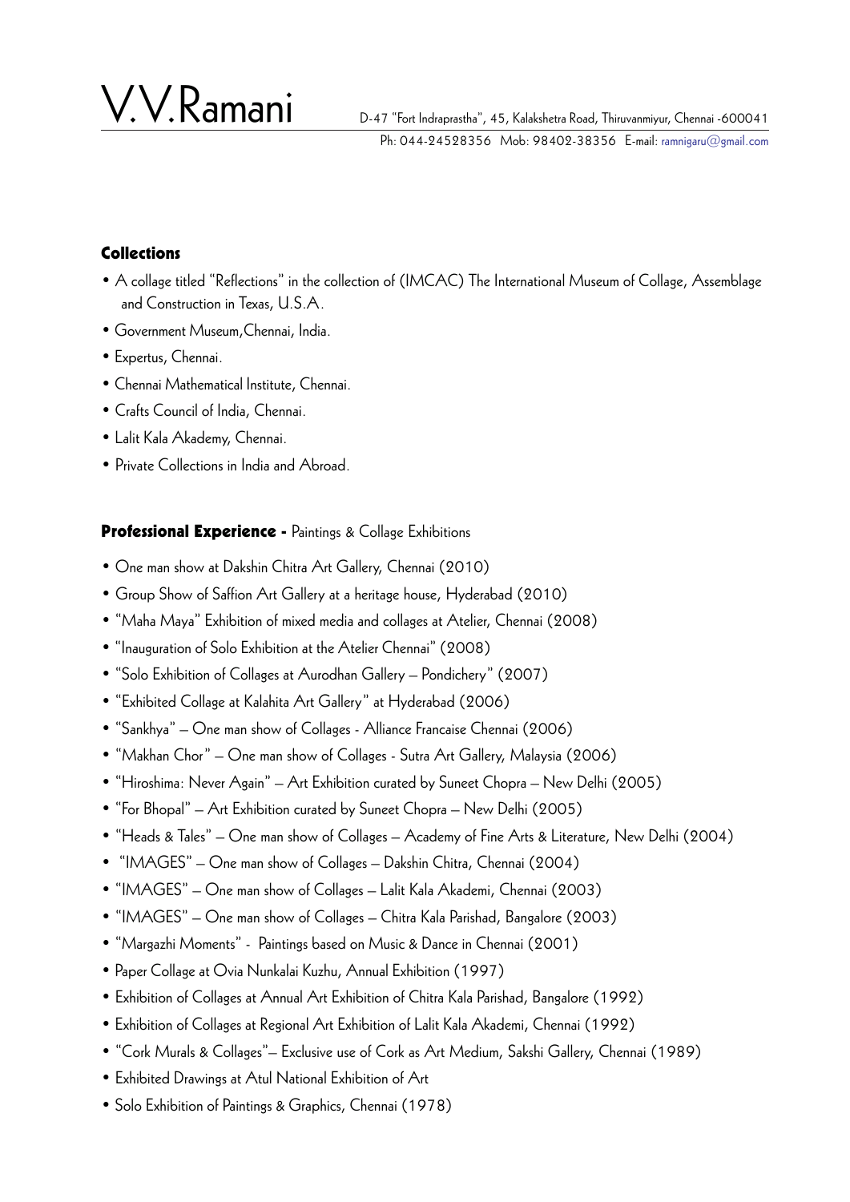# V.V.Ramani

D-47 "Fort Indraprastha", 45, Kalakshetra Road, Thiruvanmiyur, Chennai -600041
Ph: 044-24528356 Mob: 98402-38356 E-mail: ramnigaru@gmail.com

## Collections

- A collage titled "Reflections" in the collection of (IMCAC) The International Museum of Collage, Assemblage and Construction in Texas, U.S.A.
- Government Museum,Chennai, India.
- Expertus, Chennai.
- Chennai Mathematical Institute, Chennai.
- Crafts Council of India, Chennai.
- Lalit Kala Akademy, Chennai.
- Private Collections in India and Abroad.

## Professional Experience - Paintings & Collage Exhibitions

- One man show at Dakshin Chitra Art Gallery, Chennai (2010)
- Group Show of Saffion Art Gallery at a heritage house, Hyderabad (2010)
- "Maha Maya" Exhibition of mixed media and collages at Atelier, Chennai (2008)
- "Inauguration of Solo Exhibition at the Atelier Chennai" (2008)
- "Solo Exhibition of Collages at Aurodhan Gallery – Pondichery" (2007)
- "Exhibited Collage at Kalahita Art Gallery" at Hyderabad (2006)
- "Sankhya" – One man show of Collages - Alliance Francaise Chennai (2006)
- "Makhan Chor" – One man show of Collages - Sutra Art Gallery, Malaysia (2006)
- "Hiroshima: Never Again" – Art Exhibition curated by Suneet Chopra – New Delhi (2005)
- "For Bhopal" – Art Exhibition curated by Suneet Chopra – New Delhi (2005)
- "Heads & Tales" – One man show of Collages – Academy of Fine Arts & Literature, New Delhi (2004)
- "IMAGES" – One man show of Collages – Dakshin Chitra, Chennai (2004)
- "IMAGES" – One man show of Collages – Lalit Kala Akademi, Chennai (2003)
- "IMAGES" – One man show of Collages – Chitra Kala Parishad, Bangalore (2003)
- "Margazhi Moments" - Paintings based on Music & Dance in Chennai (2001)
- Paper Collage at Ovia Nunkalai Kuzhu, Annual Exhibition (1997)
- Exhibition of Collages at Annual Art Exhibition of Chitra Kala Parishad, Bangalore (1992)
- Exhibition of Collages at Regional Art Exhibition of Lalit Kala Akademi, Chennai (1992)
- "Cork Murals & Collages"– Exclusive use of Cork as Art Medium, Sakshi Gallery, Chennai (1989)
- Exhibited Drawings at Atul National Exhibition of Art
- Solo Exhibition of Paintings & Graphics, Chennai (1978)